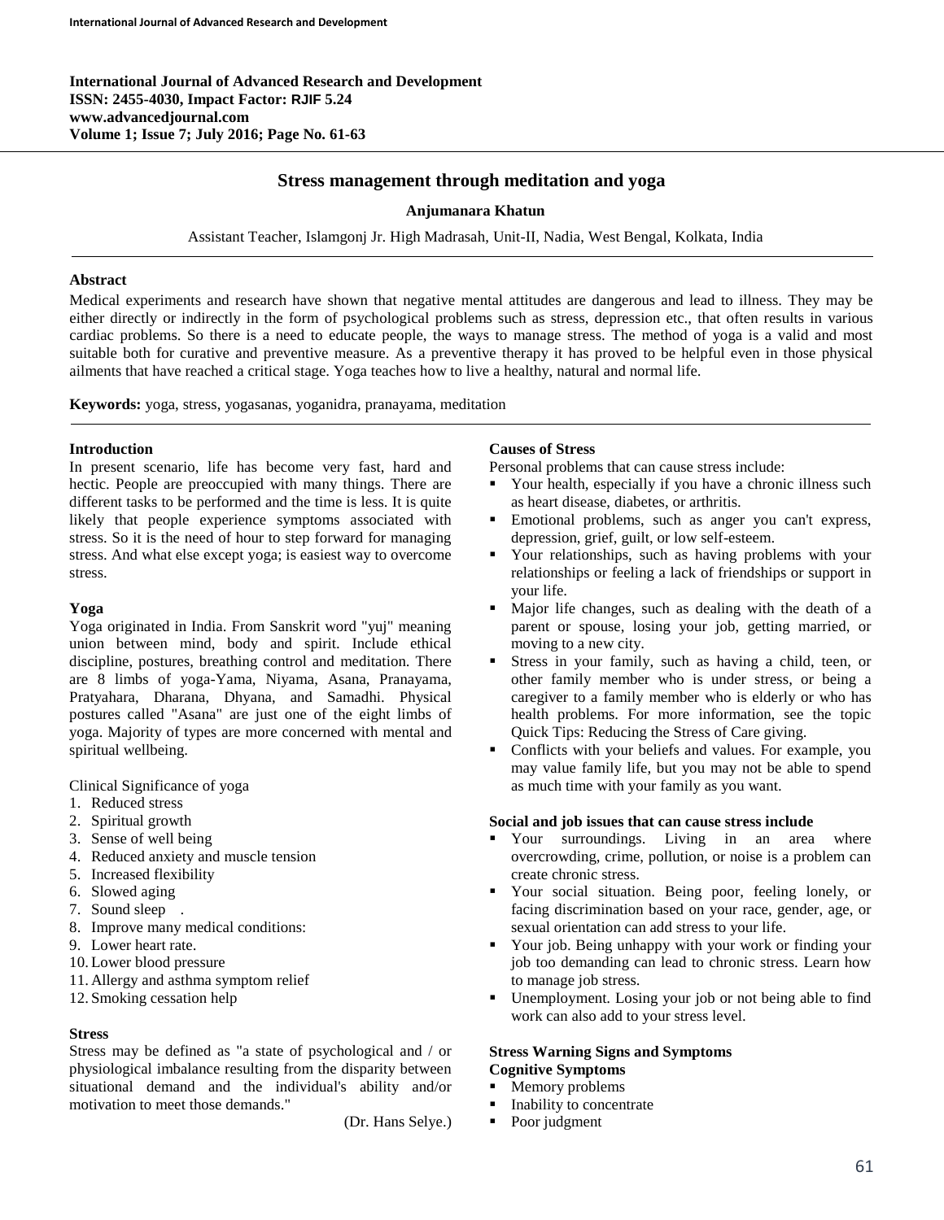International Journal of Advanced Research and Development
ISSN: 2455-4030, Impact Factor: RJIF 5.24
www.advancedjournal.com
Volume 1; Issue 7; July 2016; Page No. 61-63

# Stress management through meditation and yoga

**Anjumanara Khatun**

Assistant Teacher, Islamgonj Jr. High Madrasah, Unit-II, Nadia, West Bengal, Kolkata, India

**Abstract**

Medical experiments and research have shown that negative mental attitudes are dangerous and lead to illness. They may be either directly or indirectly in the form of psychological problems such as stress, depression etc., that often results in various cardiac problems. So there is a need to educate people, the ways to manage stress. The method of yoga is a valid and most suitable both for curative and preventive measure. As a preventive therapy it has proved to be helpful even in those physical ailments that have reached a critical stage. Yoga teaches how to live a healthy, natural and normal life.

**Keywords:** yoga, stress, yogasanas, yoganidra, pranayama, meditation

## Introduction

In present scenario, life has become very fast, hard and hectic. People are preoccupied with many things. There are different tasks to be performed and the time is less. It is quite likely that people experience symptoms associated with stress. So it is the need of hour to step forward for managing stress. And what else except yoga; is easiest way to overcome stress.

## Yoga

Yoga originated in India. From Sanskrit word "yuj" meaning union between mind, body and spirit. Include ethical discipline, postures, breathing control and meditation. There are 8 limbs of yoga-Yama, Niyama, Asana, Pranayama, Pratyahara, Dharana, Dhyana, and Samadhi. Physical postures called "Asana" are just one of the eight limbs of yoga. Majority of types are more concerned with mental and spiritual wellbeing.

Clinical Significance of yoga

1. Reduced stress
2. Spiritual growth
3. Sense of well being
4. Reduced anxiety and muscle tension
5. Increased flexibility
6. Slowed aging
7. Sound sleep .
8. Improve many medical conditions:
9. Lower heart rate.
10. Lower blood pressure
11. Allergy and asthma symptom relief
12. Smoking cessation help

## Stress

Stress may be defined as "a state of psychological and / or physiological imbalance resulting from the disparity between situational demand and the individual's ability and/or motivation to meet those demands."

(Dr. Hans Selye.)

## Causes of Stress

Personal problems that can cause stress include:

- Your health, especially if you have a chronic illness such as heart disease, diabetes, or arthritis.
- Emotional problems, such as anger you can't express, depression, grief, guilt, or low self-esteem.
- Your relationships, such as having problems with your relationships or feeling a lack of friendships or support in your life.
- Major life changes, such as dealing with the death of a parent or spouse, losing your job, getting married, or moving to a new city.
- Stress in your family, such as having a child, teen, or other family member who is under stress, or being a caregiver to a family member who is elderly or who has health problems. For more information, see the topic Quick Tips: Reducing the Stress of Care giving.
- Conflicts with your beliefs and values. For example, you may value family life, but you may not be able to spend as much time with your family as you want.

**Social and job issues that can cause stress include**

- Your surroundings. Living in an area where overcrowding, crime, pollution, or noise is a problem can create chronic stress.
- Your social situation. Being poor, feeling lonely, or facing discrimination based on your race, gender, age, or sexual orientation can add stress to your life.
- Your job. Being unhappy with your work or finding your job too demanding can lead to chronic stress. Learn how to manage job stress.
- Unemployment. Losing your job or not being able to find work can also add to your stress level.

## Stress Warning Signs and Symptoms

### Cognitive Symptoms

- Memory problems
- Inability to concentrate
- Poor judgment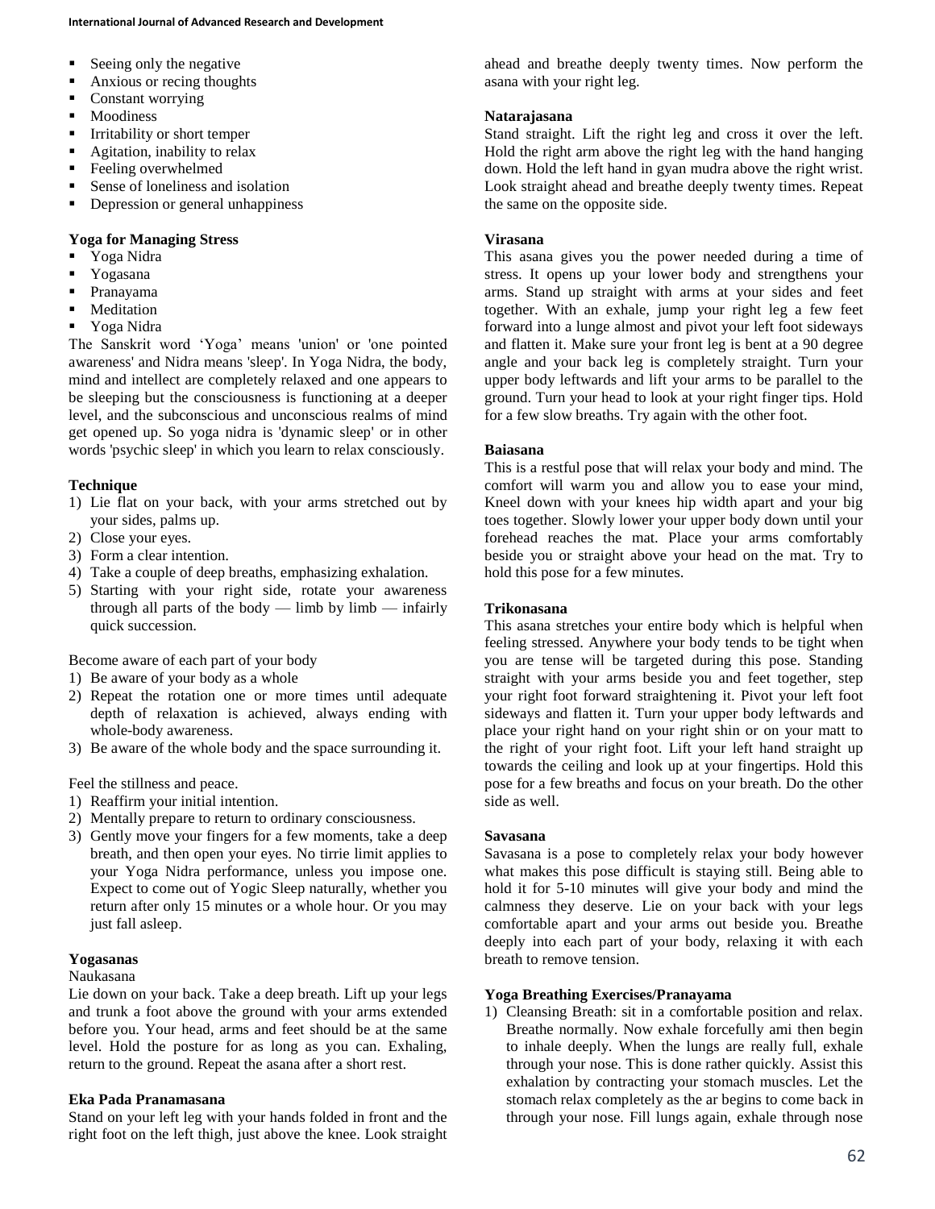- Seeing only the negative
- Anxious or recing thoughts
- Constant worrying
- Moodiness
- Irritability or short temper
- Agitation, inability to relax
- Feeling overwhelmed
- Sense of loneliness and isolation
- Depression or general unhappiness

**Yoga for Managing Stress**

- Yoga Nidra
- Yogasana
- Pranayama
- Meditation
- Yoga Nidra

The Sanskrit word 'Yoga' means 'union' or 'one pointed awareness' and Nidra means 'sleep'. In Yoga Nidra, the body, mind and intellect are completely relaxed and one appears to be sleeping but the consciousness is functioning at a deeper level, and the subconscious and unconscious realms of mind get opened up. So yoga nidra is 'dynamic sleep' or in other words 'psychic sleep' in which you learn to relax consciously.

**Technique**

1) Lie flat on your back, with your arms stretched out by your sides, palms up.
2) Close your eyes.
3) Form a clear intention.
4) Take a couple of deep breaths, emphasizing exhalation.
5) Starting with your right side, rotate your awareness through all parts of the body — limb by limb — infairly quick succession.

Become aware of each part of your body

1) Be aware of your body as a whole
2) Repeat the rotation one or more times until adequate depth of relaxation is achieved, always ending with whole-body awareness.
3) Be aware of the whole body and the space surrounding it.

Feel the stillness and peace.

1) Reaffirm your initial intention.
2) Mentally prepare to return to ordinary consciousness.
3) Gently move your fingers for a few moments, take a deep breath, and then open your eyes. No tirrie limit applies to your Yoga Nidra performance, unless you impose one. Expect to come out of Yogic Sleep naturally, whether you return after only 15 minutes or a whole hour. Or you may just fall asleep.

**Yogasanas**

Naukasana

Lie down on your back. Take a deep breath. Lift up your legs and trunk a foot above the ground with your arms extended before you. Your head, arms and feet should be at the same level. Hold the posture for as long as you can. Exhaling, return to the ground. Repeat the asana after a short rest.

**Eka Pada Pranamasana**

Stand on your left leg with your hands folded in front and the right foot on the left thigh, just above the knee. Look straight ahead and breathe deeply twenty times. Now perform the asana with your right leg.

**Natarajasana**

Stand straight. Lift the right leg and cross it over the left. Hold the right arm above the right leg with the hand hanging down. Hold the left hand in gyan mudra above the right wrist. Look straight ahead and breathe deeply twenty times. Repeat the same on the opposite side.

**Virasana**

This asana gives you the power needed during a time of stress. It opens up your lower body and strengthens your arms. Stand up straight with arms at your sides and feet together. With an exhale, jump your right leg a few feet forward into a lunge almost and pivot your left foot sideways and flatten it. Make sure your front leg is bent at a 90 degree angle and your back leg is completely straight. Turn your upper body leftwards and lift your arms to be parallel to the ground. Turn your head to look at your right finger tips. Hold for a few slow breaths. Try again with the other foot.

**Baiasana**

This is a restful pose that will relax your body and mind. The comfort will warm you and allow you to ease your mind, Kneel down with your knees hip width apart and your big toes together. Slowly lower your upper body down until your forehead reaches the mat. Place your arms comfortably beside you or straight above your head on the mat. Try to hold this pose for a few minutes.

**Trikonasana**

This asana stretches your entire body which is helpful when feeling stressed. Anywhere your body tends to be tight when you are tense will be targeted during this pose. Standing straight with your arms beside you and feet together, step your right foot forward straightening it. Pivot your left foot sideways and flatten it. Turn your upper body leftwards and place your right hand on your right shin or on your matt to the right of your right foot. Lift your left hand straight up towards the ceiling and look up at your fingertips. Hold this pose for a few breaths and focus on your breath. Do the other side as well.

**Savasana**

Savasana is a pose to completely relax your body however what makes this pose difficult is staying still. Being able to hold it for 5-10 minutes will give your body and mind the calmness they deserve. Lie on your back with your legs comfortable apart and your arms out beside you. Breathe deeply into each part of your body, relaxing it with each breath to remove tension.

**Yoga Breathing Exercises/Pranayama**

1) Cleansing Breath: sit in a comfortable position and relax. Breathe normally. Now exhale forcefully ami then begin to inhale deeply. When the lungs are really full, exhale through your nose. This is done rather quickly. Assist this exhalation by contracting your stomach muscles. Let the stomach relax completely as the ar begins to come back in through your nose. Fill lungs again, exhale through nose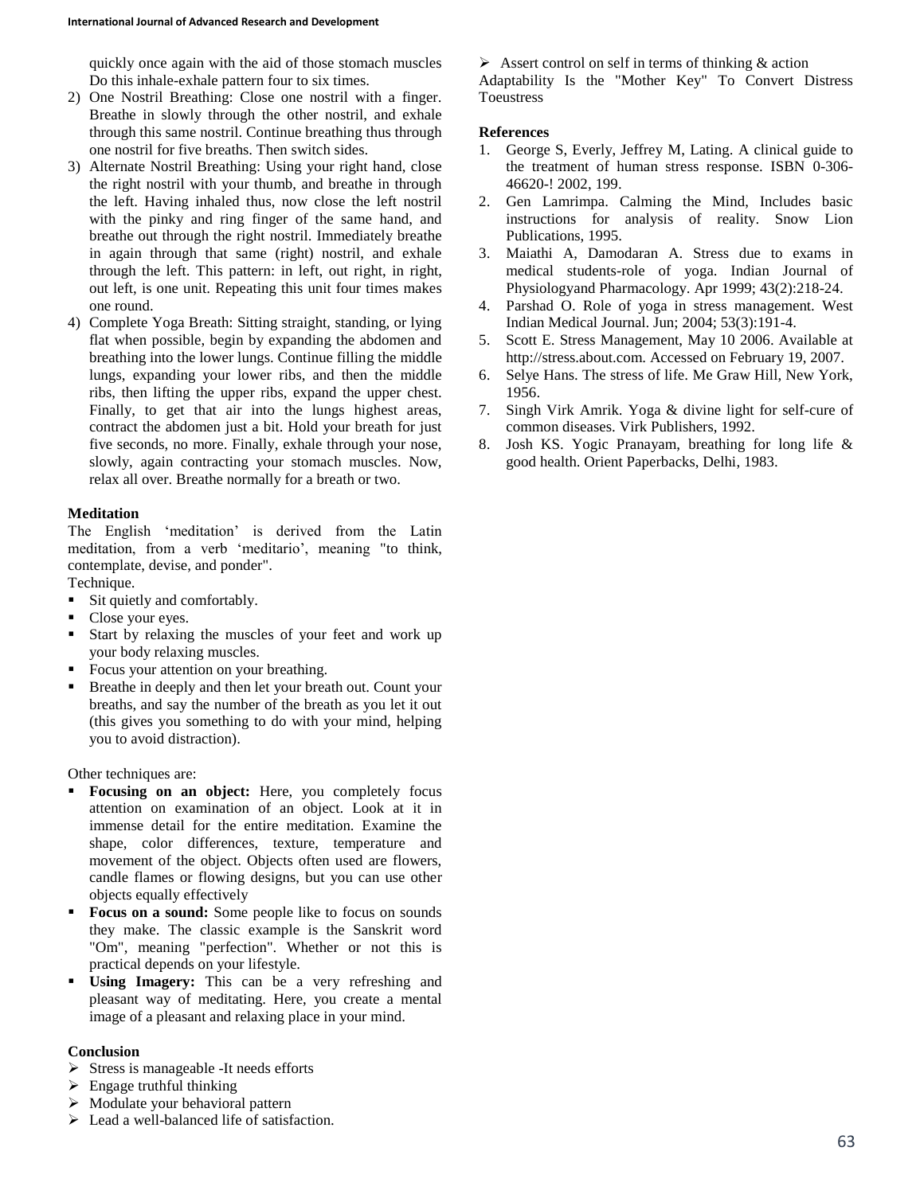quickly once again with the aid of those stomach muscles Do this inhale-exhale pattern four to six times.

2) One Nostril Breathing: Close one nostril with a finger. Breathe in slowly through the other nostril, and exhale through this same nostril. Continue breathing thus through one nostril for five breaths. Then switch sides.
3) Alternate Nostril Breathing: Using your right hand, close the right nostril with your thumb, and breathe in through the left. Having inhaled thus, now close the left nostril with the pinky and ring finger of the same hand, and breathe out through the right nostril. Immediately breathe in again through that same (right) nostril, and exhale through the left. This pattern: in left, out right, in right, out left, is one unit. Repeating this unit four times makes one round.
4) Complete Yoga Breath: Sitting straight, standing, or lying flat when possible, begin by expanding the abdomen and breathing into the lower lungs. Continue filling the middle lungs, expanding your lower ribs, and then the middle ribs, then lifting the upper ribs, expand the upper chest. Finally, to get that air into the lungs highest areas, contract the abdomen just a bit. Hold your breath for just five seconds, no more. Finally, exhale through your nose, slowly, again contracting your stomach muscles. Now, relax all over. Breathe normally for a breath or two.

**Meditation**

The English 'meditation' is derived from the Latin meditation, from a verb 'meditario', meaning "to think, contemplate, devise, and ponder".

Technique.

- Sit quietly and comfortably.
- Close your eyes.
- Start by relaxing the muscles of your feet and work up your body relaxing muscles.
- Focus your attention on your breathing.
- Breathe in deeply and then let your breath out. Count your breaths, and say the number of the breath as you let it out (this gives you something to do with your mind, helping you to avoid distraction).

Other techniques are:

- **Focusing on an object:** Here, you completely focus attention on examination of an object. Look at it in immense detail for the entire meditation. Examine the shape, color differences, texture, temperature and movement of the object. Objects often used are flowers, candle flames or flowing designs, but you can use other objects equally effectively
- **Focus on a sound:** Some people like to focus on sounds they make. The classic example is the Sanskrit word "Om", meaning "perfection". Whether or not this is practical depends on your lifestyle.
- **Using Imagery:** This can be a very refreshing and pleasant way of meditating. Here, you create a mental image of a pleasant and relaxing place in your mind.

**Conclusion**

- Stress is manageable -It needs efforts
- Engage truthful thinking
- Modulate your behavioral pattern
- Lead a well-balanced life of satisfaction.
- Assert control on self in terms of thinking & action

Adaptability Is the "Mother Key" To Convert Distress Toeustress

**References**

1. George S, Everly, Jeffrey M, Lating. A clinical guide to the treatment of human stress response. ISBN 0-306-46620-! 2002, 199.
2. Gen Lamrimpa. Calming the Mind, Includes basic instructions for analysis of reality. Snow Lion Publications, 1995.
3. Maiathi A, Damodaran A. Stress due to exams in medical students-role of yoga. Indian Journal of Physiologyand Pharmacology. Apr 1999; 43(2):218-24.
4. Parshad O. Role of yoga in stress management. West Indian Medical Journal. Jun; 2004; 53(3):191-4.
5. Scott E. Stress Management, May 10 2006. Available at http://stress.about.com. Accessed on February 19, 2007.
6. Selye Hans. The stress of life. Me Graw Hill, New York, 1956.
7. Singh Virk Amrik. Yoga & divine light for self-cure of common diseases. Virk Publishers, 1992.
8. Josh KS. Yogic Pranayam, breathing for long life & good health. Orient Paperbacks, Delhi, 1983.